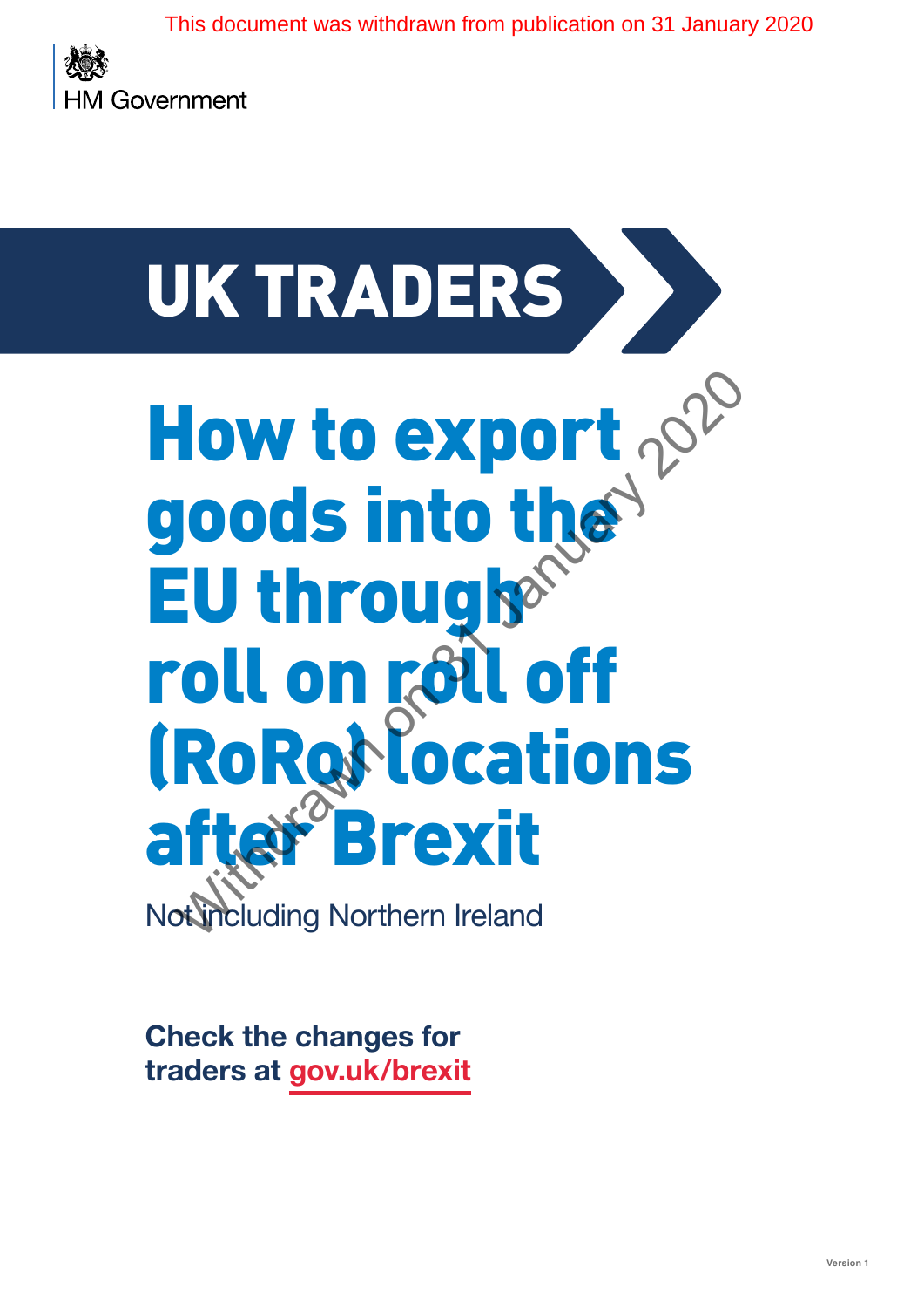This document was withdrawn from publication on 31 January 2020

HM Government

# UK TRADERS

# How to export goods into the EU through roll on roll off (RoRo) locations after Brexit

Not including Northern Ireland

**Check the changes for traders at gov.uk/brexit**

Version 1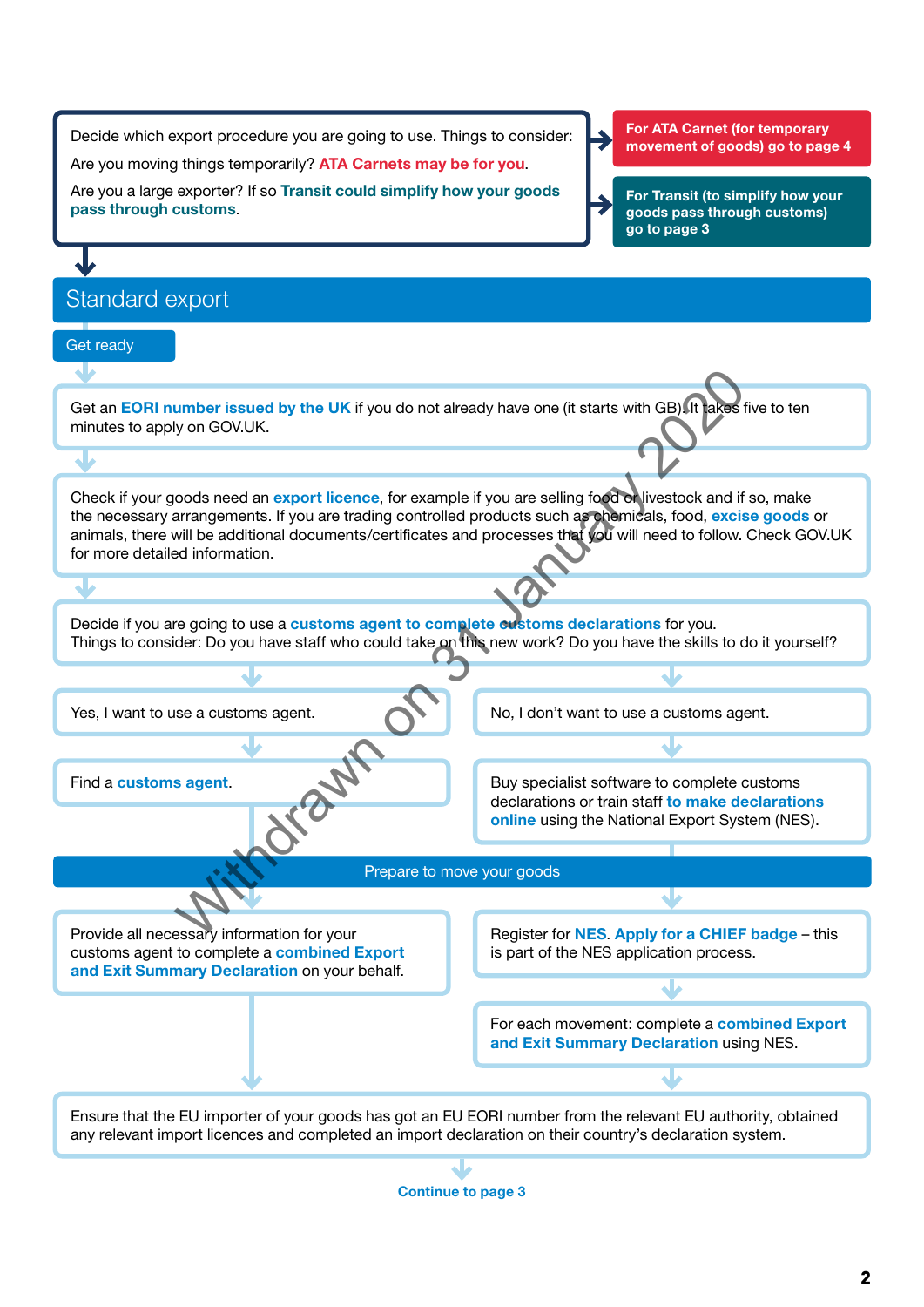Decide which export procedure you are going to use. Things to consider:

Are you moving things temporarily? **ATA Carnets may be for you**.

Are you a large exporter? If so **Transit could simplify how your goods pass through customs**.

**For ATA Carnet (for temporary movement of goods) go to page 4**

**For Transit (to simplify how your goods pass through customs) go to page 3**

Withdrawn on 31 January 2020

# Standard export

## Get ready

Get an **EORI number issued by the UK** if you do not already have one (it starts with GB). It takes five to ten minutes to apply on GOV.UK.

Check if your goods need an **export licence**, for example if you are selling food or livestock and if so, make the necessary arrangements. If you are trading controlled products such as chemicals, food, **excise goods** or animals, there will be additional documents/certificates and processes that you will need to follow. Check GOV.UK for more detailed information.

Decide if you are going to use a **customs agent to complete customs declarations** for you.
Things to consider: Do you have staff who could take on this new work? Do you have the skills to do it yourself?

**Yes, I want to use a customs agent.**

Find a **customs agent**.

**No, I don't want to use a customs agent.**

Buy specialist software to complete customs declarations or train staff **to make declarations online** using the National Export System (NES).

## Prepare to move your goods

**If using a customs agent:**

Provide all necessary information for your customs agent to complete a **combined Export and Exit Summary Declaration** on your behalf.

**If not using a customs agent:**

Register for **NES**. **Apply for a CHIEF badge** – this is part of the NES application process.

For each movement: complete a **combined Export and Exit Summary Declaration** using NES.

**Then:**

Ensure that the EU importer of your goods has got an EU EORI number from the relevant EU authority, obtained any relevant import licences and completed an import declaration on their country's declaration system.

**Continue to page 3**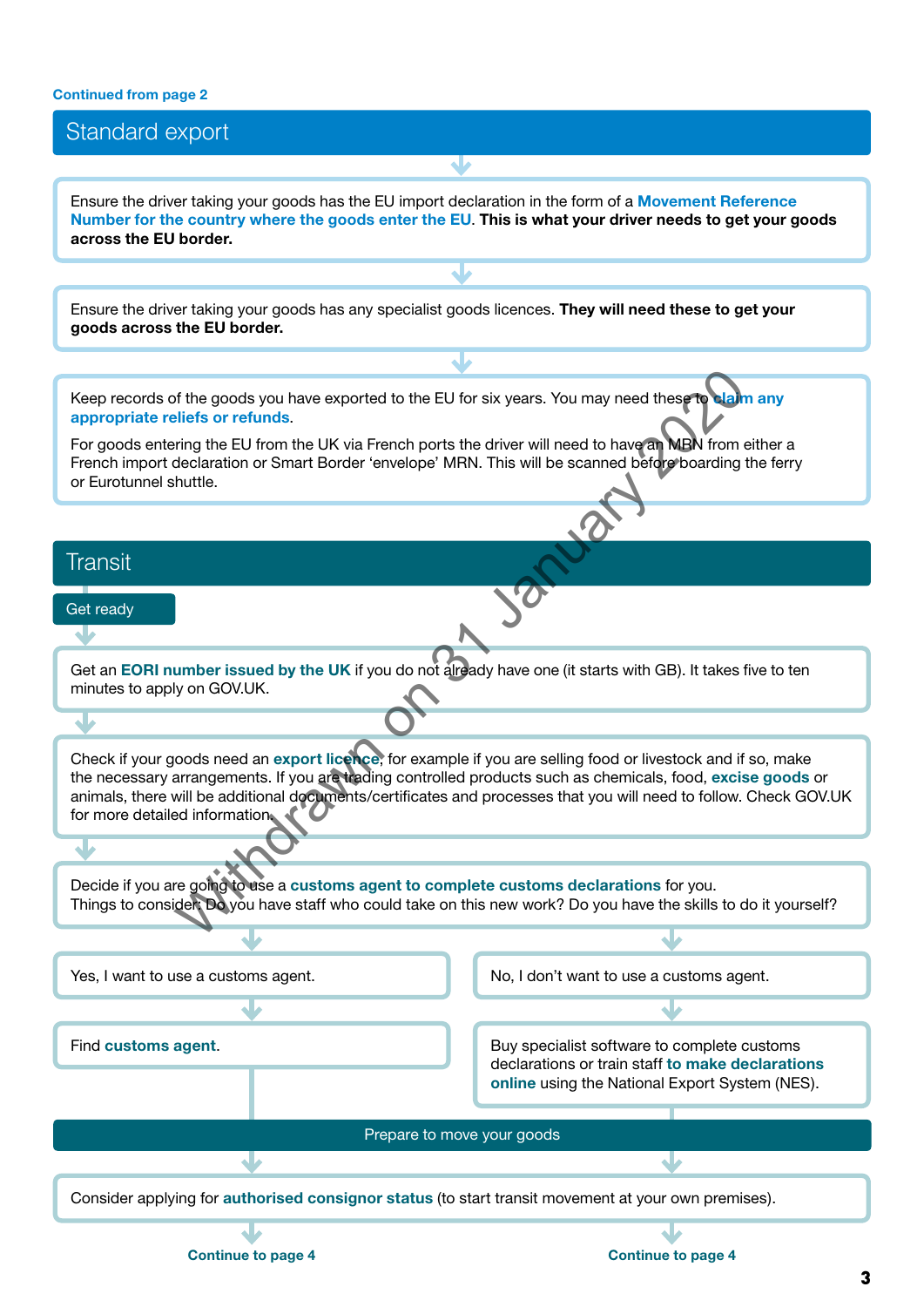Continued from page 2

## Standard export

Ensure the driver taking your goods has the EU import declaration in the form of a **Movement Reference Number for the country where the goods enter the EU**. **This is what your driver needs to get your goods across the EU border.**

Ensure the driver taking your goods has any specialist goods licences. **They will need these to get your goods across the EU border.**

Keep records of the goods you have exported to the EU for six years. You may need these to **claim any appropriate reliefs or refunds**.

For goods entering the EU from the UK via French ports the driver will need to have an MRN from either a French import declaration or Smart Border 'envelope' MRN. This will be scanned before boarding the ferry or Eurotunnel shuttle.

Withdrawn on 31 January 2020

## Transit

### Get ready

Get an **EORI number issued by the UK** if you do not already have one (it starts with GB). It takes five to ten minutes to apply on GOV.UK.

Check if your goods need an **export licence**, for example if you are selling food or livestock and if so, make the necessary arrangements. If you are trading controlled products such as chemicals, food, **excise goods** or animals, there will be additional documents/certificates and processes that you will need to follow. Check GOV.UK for more detailed information.

Decide if you are going to use a **customs agent to complete customs declarations** for you. Things to consider: Do you have staff who could take on this new work? Do you have the skills to do it yourself?

- Yes, I want to use a customs agent.
  - Find **customs agent**.
- No, I don't want to use a customs agent.
  - Buy specialist software to complete customs declarations or train staff **to make declarations online** using the National Export System (NES).

### Prepare to move your goods

Consider applying for **authorised consignor status** (to start transit movement at your own premises).

Continue to page 4

Continue to page 4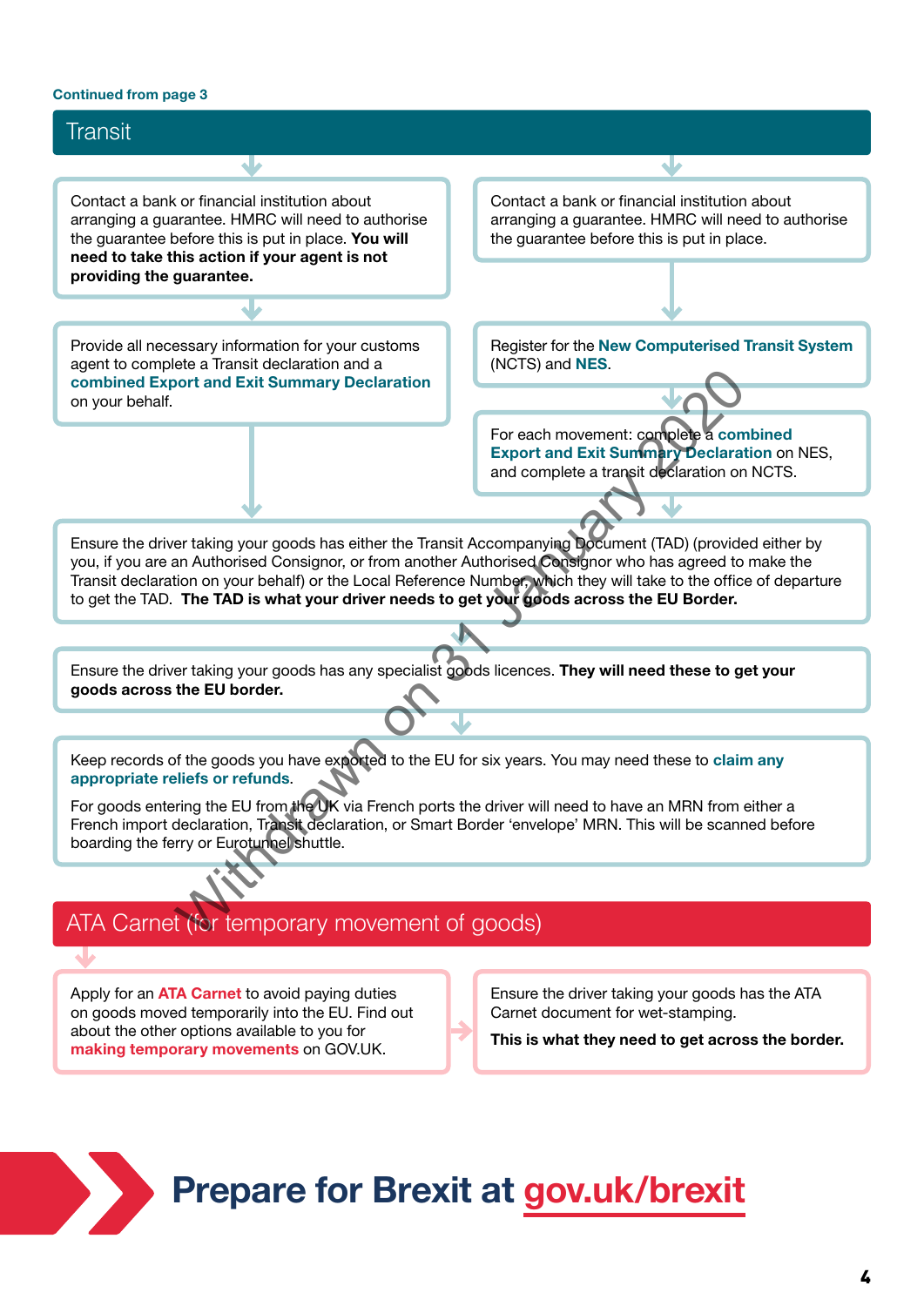Continued from page 3

## Transit

Contact a bank or financial institution about arranging a guarantee. HMRC will need to authorise the guarantee before this is put in place. **You will need to take this action if your agent is not providing the guarantee.**

Provide all necessary information for your customs agent to complete a Transit declaration and a **combined Export and Exit Summary Declaration** on your behalf.

Contact a bank or financial institution about arranging a guarantee. HMRC will need to authorise the guarantee before this is put in place.

Register for the **New Computerised Transit System** (NCTS) and **NES**.

For each movement: complete a **combined Export and Exit Summary Declaration** on NES, and complete a transit declaration on NCTS.

Ensure the driver taking your goods has either the Transit Accompanying Document (TAD) (provided either by you, if you are an Authorised Consignor, or from another Authorised Consignor who has agreed to make the Transit declaration on your behalf) or the Local Reference Number, which they will take to the office of departure to get the TAD. **The TAD is what your driver needs to get your goods across the EU Border.**

Ensure the driver taking your goods has any specialist goods licences. **They will need these to get your goods across the EU border.**

Keep records of the goods you have exported to the EU for six years. You may need these to **claim any appropriate reliefs or refunds**.

For goods entering the EU from the UK via French ports the driver will need to have an MRN from either a French import declaration, Transit declaration, or Smart Border 'envelope' MRN. This will be scanned before boarding the ferry or Eurotunnel shuttle.

## ATA Carnet (for temporary movement of goods)

Apply for an **ATA Carnet** to avoid paying duties on goods moved temporarily into the EU. Find out about the other options available to you for **making temporary movements** on GOV.UK.

Ensure the driver taking your goods has the ATA Carnet document for wet-stamping.

**This is what they need to get across the border.**

Withdrawn on 31 January 2020

**Prepare for Brexit at gov.uk/brexit**